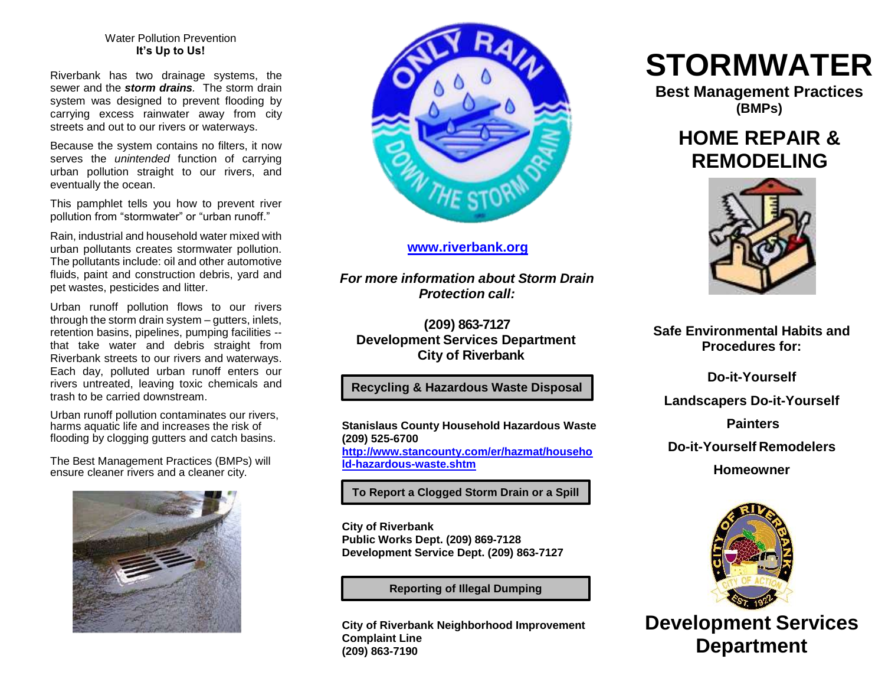Water Pollution Prevention
**It's Up to Us!**

Riverbank has two drainage systems, the sewer and the ***storm drains****.* The storm drain system was designed to prevent flooding by carrying excess rainwater away from city streets and out to our rivers or waterways.

Because the system contains no filters, it now serves the *unintended* function of carrying urban pollution straight to our rivers, and eventually the ocean.

This pamphlet tells you how to prevent river pollution from "stormwater" or "urban runoff."

Rain, industrial and household water mixed with urban pollutants creates stormwater pollution. The pollutants include: oil and other automotive fluids, paint and construction debris, yard and pet wastes, pesticides and litter.

Urban runoff pollution flows to our rivers through the storm drain system – gutters, inlets, retention basins, pipelines, pumping facilities -- that take water and debris straight from Riverbank streets to our rivers and waterways. Each day, polluted urban runoff enters our rivers untreated, leaving toxic chemicals and trash to be carried downstream.

Urban runoff pollution contaminates our rivers, harms aquatic life and increases the risk of flooding by clogging gutters and catch basins.

The Best Management Practices (BMPs) will ensure cleaner rivers and a cleaner city.

**www.riverbank.org**

***For more information about Storm Drain Protection call:***

**(209) 863-7127**
**Development Services Department**
**City of Riverbank**

**Recycling & Hazardous Waste Disposal**

**Stanislaus County Household Hazardous Waste**
**(209) 525-6700**
**http://www.stancounty.com/er/hazmat/household-hazardous-waste.shtm**

**To Report a Clogged Storm Drain or a Spill**

**City of Riverbank**
**Public Works Dept. (209) 869-7128**
**Development Service Dept. (209) 863-7127**

**Reporting of Illegal Dumping**

**City of Riverbank Neighborhood Improvement Complaint Line**
**(209) 863-7190**

# STORMWATER

**Best Management Practices**
**(BMPs)**

## HOME REPAIR & REMODELING

**Safe Environmental Habits and Procedures for:**

**Do-it-Yourself**

**Landscapers Do-it-Yourself**

**Painters**

**Do-it-Yourself Remodelers**

**Homeowner**

## Development Services Department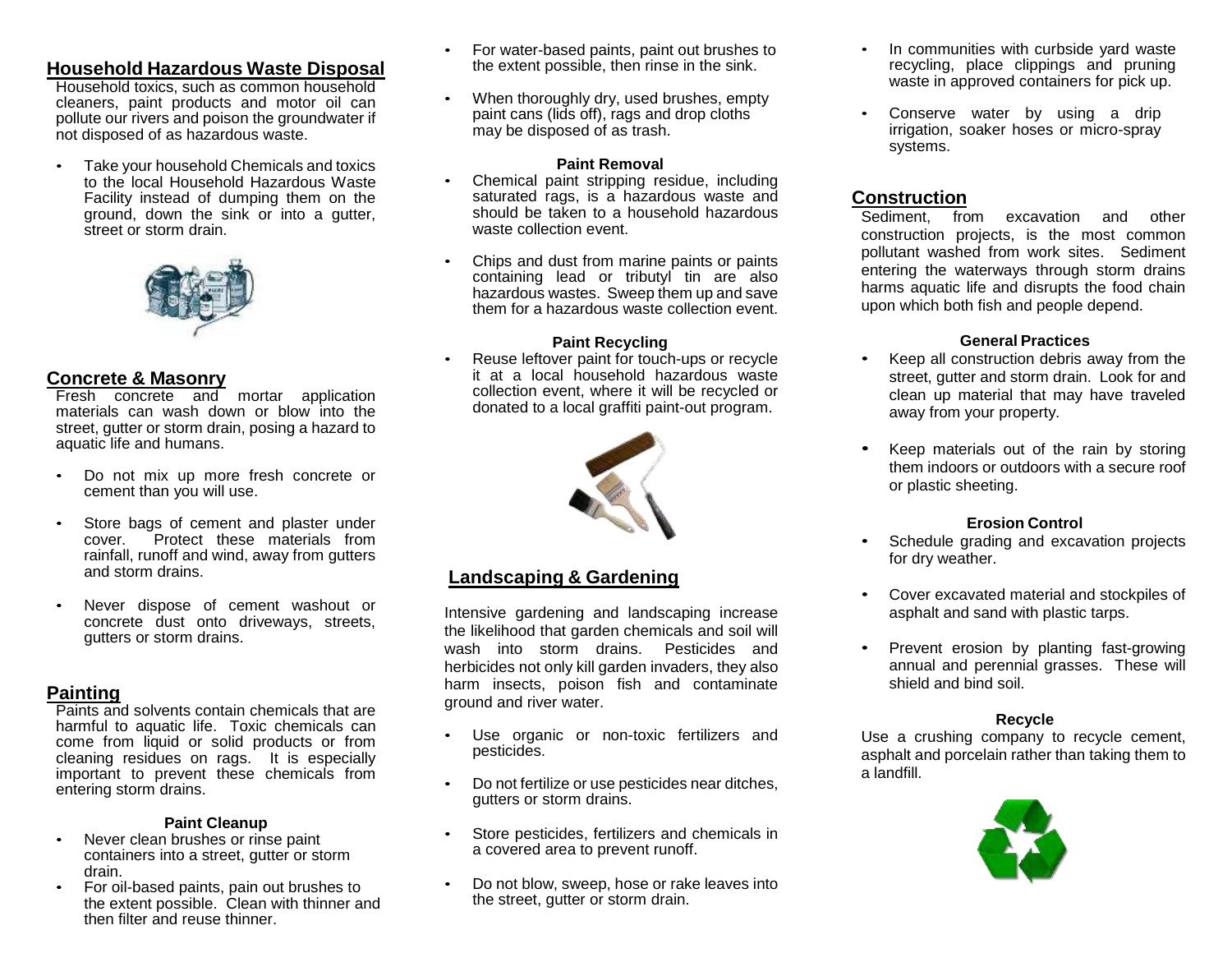## Household Hazardous Waste Disposal

Household toxics, such as common household cleaners, paint products and motor oil can pollute our rivers and poison the groundwater if not disposed of as hazardous waste.

- Take your household Chemicals and toxics to the local Household Hazardous Waste Facility instead of dumping them on the ground, down the sink or into a gutter, street or storm drain.

## Concrete & Masonry

Fresh concrete and mortar application materials can wash down or blow into the street, gutter or storm drain, posing a hazard to aquatic life and humans.

- Do not mix up more fresh concrete or cement than you will use.
- Store bags of cement and plaster under cover. Protect these materials from rainfall, runoff and wind, away from gutters and storm drains.
- Never dispose of cement washout or concrete dust onto driveways, streets, gutters or storm drains.

## Painting

Paints and solvents contain chemicals that are harmful to aquatic life. Toxic chemicals can come from liquid or solid products or from cleaning residues on rags. It is especially important to prevent these chemicals from entering storm drains.

**Paint Cleanup**

- Never clean brushes or rinse paint containers into a street, gutter or storm drain.
- For oil-based paints, pain out brushes to the extent possible. Clean with thinner and then filter and reuse thinner.
- For water-based paints, paint out brushes to the extent possible, then rinse in the sink.
- When thoroughly dry, used brushes, empty paint cans (lids off), rags and drop cloths may be disposed of as trash.

**Paint Removal**

- Chemical paint stripping residue, including saturated rags, is a hazardous waste and should be taken to a household hazardous waste collection event.
- Chips and dust from marine paints or paints containing lead or tributyl tin are also hazardous wastes. Sweep them up and save them for a hazardous waste collection event.

**Paint Recycling**

- Reuse leftover paint for touch-ups or recycle it at a local household hazardous waste collection event, where it will be recycled or donated to a local graffiti paint-out program.

## Landscaping & Gardening

Intensive gardening and landscaping increase the likelihood that garden chemicals and soil will wash into storm drains. Pesticides and herbicides not only kill garden invaders, they also harm insects, poison fish and contaminate ground and river water.

- Use organic or non-toxic fertilizers and pesticides.
- Do not fertilize or use pesticides near ditches, gutters or storm drains.
- Store pesticides, fertilizers and chemicals in a covered area to prevent runoff.
- Do not blow, sweep, hose or rake leaves into the street, gutter or storm drain.
- In communities with curbside yard waste recycling, place clippings and pruning waste in approved containers for pick up.
- Conserve water by using a drip irrigation, soaker hoses or micro-spray systems.

## Construction

Sediment, from excavation and other construction projects, is the most common pollutant washed from work sites. Sediment entering the waterways through storm drains harms aquatic life and disrupts the food chain upon which both fish and people depend.

**General Practices**

- Keep all construction debris away from the street, gutter and storm drain. Look for and clean up material that may have traveled away from your property.
- Keep materials out of the rain by storing them indoors or outdoors with a secure roof or plastic sheeting.

**Erosion Control**

- Schedule grading and excavation projects for dry weather.
- Cover excavated material and stockpiles of asphalt and sand with plastic tarps.
- Prevent erosion by planting fast-growing annual and perennial grasses. These will shield and bind soil.

**Recycle**

Use a crushing company to recycle cement, asphalt and porcelain rather than taking them to a landfill.